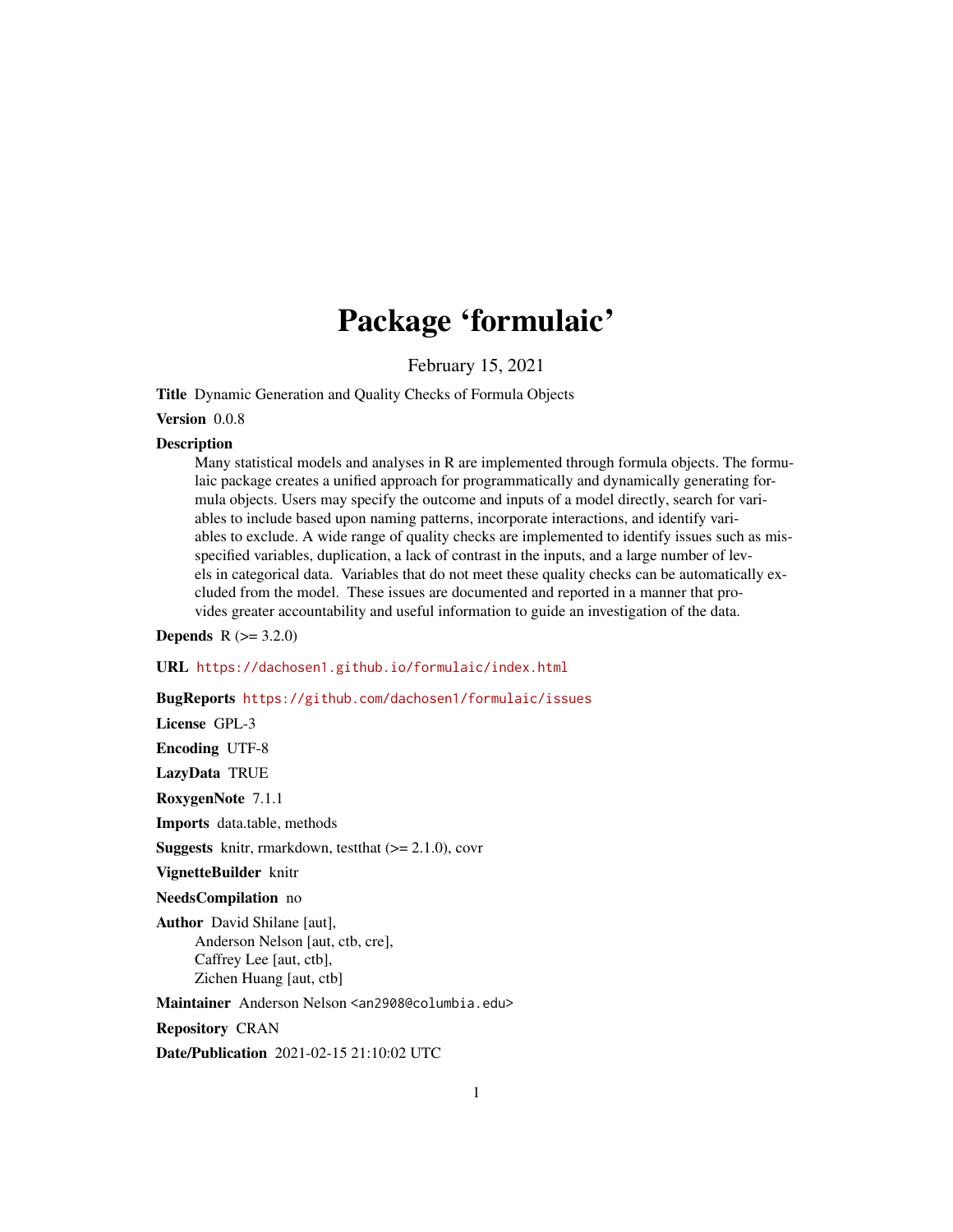# Package 'formulaic'

February 15, 2021

**Title** Dynamic Generation and Quality Checks of Formula Objects

**Version** 0.0.8

**Description**
Many statistical models and analyses in R are implemented through formula objects. The formulaic package creates a unified approach for programmatically and dynamically generating formula objects. Users may specify the outcome and inputs of a model directly, search for variables to include based upon naming patterns, incorporate interactions, and identify variables to exclude. A wide range of quality checks are implemented to identify issues such as misspecified variables, duplication, a lack of contrast in the inputs, and a large number of levels in categorical data. Variables that do not meet these quality checks can be automatically excluded from the model. These issues are documented and reported in a manner that provides greater accountability and useful information to guide an investigation of the data.

**Depends** R (>= 3.2.0)

**URL** https://dachosen1.github.io/formulaic/index.html

**BugReports** https://github.com/dachosen1/formulaic/issues

**License** GPL-3

**Encoding** UTF-8

**LazyData** TRUE

**RoxygenNote** 7.1.1

**Imports** data.table, methods

**Suggests** knitr, rmarkdown, testthat (>= 2.1.0), covr

**VignetteBuilder** knitr

**NeedsCompilation** no

**Author** David Shilane [aut],
Anderson Nelson [aut, ctb, cre],
Caffrey Lee [aut, ctb],
Zichen Huang [aut, ctb]

**Maintainer** Anderson Nelson <an2908@columbia.edu>

**Repository** CRAN

**Date/Publication** 2021-02-15 21:10:02 UTC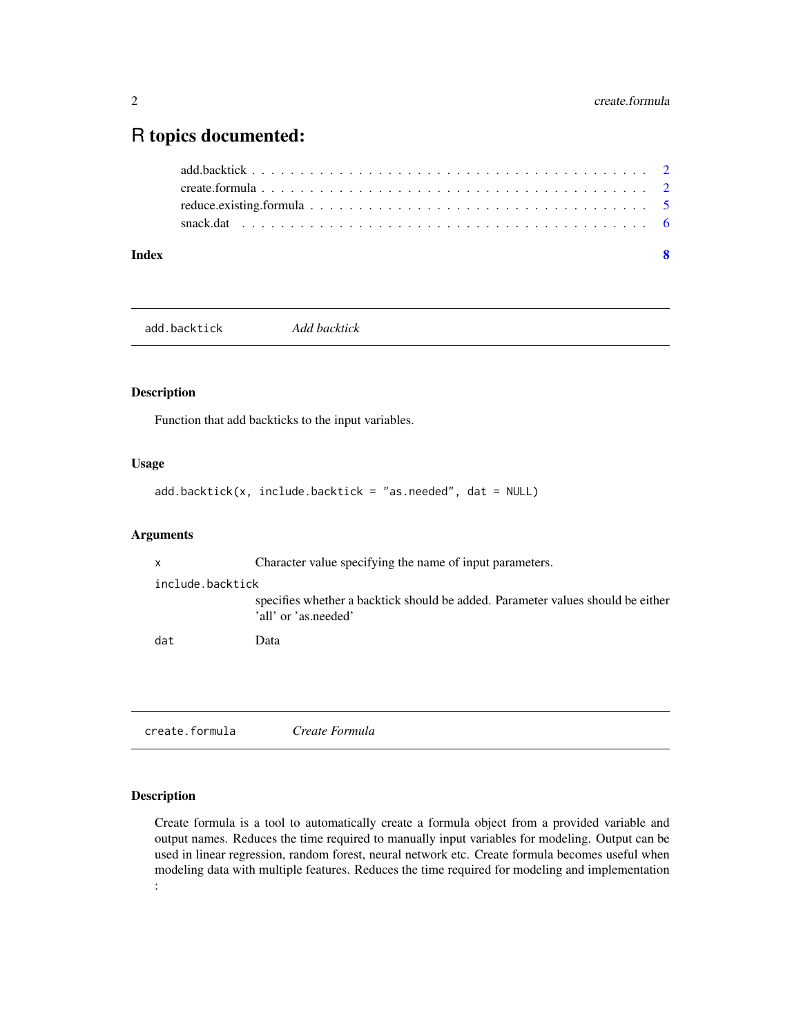# R topics documented:

- add.backtick . . . . . . . . . . . . . . . . . . . . . . . . . . . . . . . . . . . . . . . . 2
- create.formula . . . . . . . . . . . . . . . . . . . . . . . . . . . . . . . . . . . . . . . 2
- reduce.existing.formula . . . . . . . . . . . . . . . . . . . . . . . . . . . . . . . . . . . 5
- snack.dat . . . . . . . . . . . . . . . . . . . . . . . . . . . . . . . . . . . . . . . . . . 6

**Index** **8**

---

## `add.backtick` *Add backtick*

### Description

Function that add backticks to the input variables.

### Usage

```
add.backtick(x, include.backtick = "as.needed", dat = NULL)
```

### Arguments

| | |
|---|---|
| `x` | Character value specifying the name of input parameters. |
| `include.backtick` | specifies whether a backtick should be added. Parameter values should be either 'all' or 'as.needed' |
| `dat` | Data |

---

## `create.formula` *Create Formula*

### Description

Create formula is a tool to automatically create a formula object from a provided variable and output names. Reduces the time required to manually input variables for modeling. Output can be used in linear regression, random forest, neural network etc. Create formula becomes useful when modeling data with multiple features. Reduces the time required for modeling and implementation :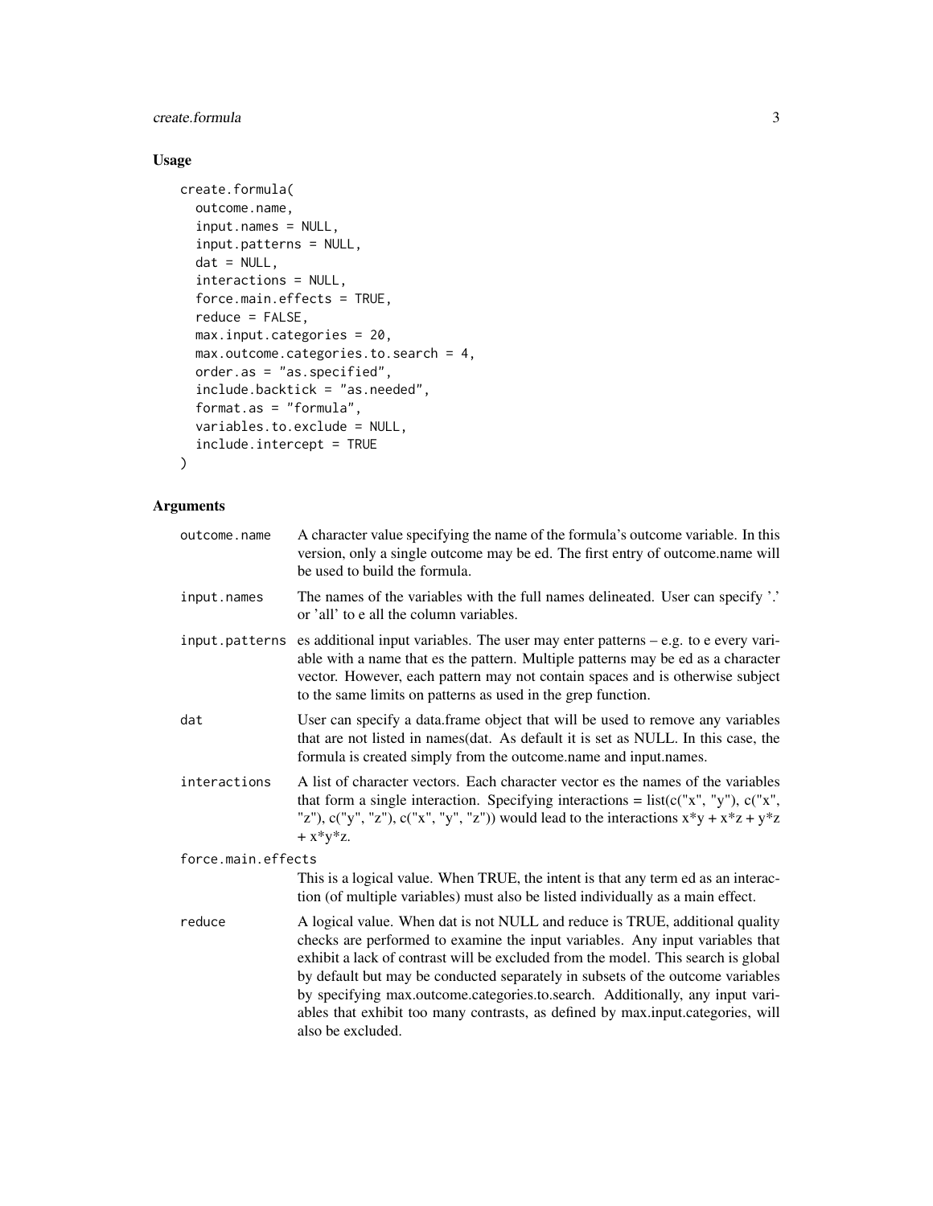## Usage

```
create.formula(
  outcome.name,
  input.names = NULL,
  input.patterns = NULL,
  dat = NULL,
  interactions = NULL,
  force.main.effects = TRUE,
  reduce = FALSE,
  max.input.categories = 20,
  max.outcome.categories.to.search = 4,
  order.as = "as.specified",
  include.backtick = "as.needed",
  format.as = "formula",
  variables.to.exclude = NULL,
  include.intercept = TRUE
)
```

## Arguments

`outcome.name` A character value specifying the name of the formula's outcome variable. In this version, only a single outcome may be ed. The first entry of outcome.name will be used to build the formula.

`input.names` The names of the variables with the full names delineated. User can specify '.' or 'all' to e all the column variables.

`input.patterns` es additional input variables. The user may enter patterns – e.g. to e every variable with a name that es the pattern. Multiple patterns may be ed as a character vector. However, each pattern may not contain spaces and is otherwise subject to the same limits on patterns as used in the grep function.

`dat` User can specify a data.frame object that will be used to remove any variables that are not listed in names(dat. As default it is set as NULL. In this case, the formula is created simply from the outcome.name and input.names.

`interactions` A list of character vectors. Each character vector es the names of the variables that form a single interaction. Specifying interactions = list(c("x", "y"), c("x", "z"), c("y", "z"), c("x", "y", "z")) would lead to the interactions x*y + x*z + y*z + x*y*z.

`force.main.effects` This is a logical value. When TRUE, the intent is that any term ed as an interaction (of multiple variables) must also be listed individually as a main effect.

`reduce` A logical value. When dat is not NULL and reduce is TRUE, additional quality checks are performed to examine the input variables. Any input variables that exhibit a lack of contrast will be excluded from the model. This search is global by default but may be conducted separately in subsets of the outcome variables by specifying max.outcome.categories.to.search. Additionally, any input variables that exhibit too many contrasts, as defined by max.input.categories, will also be excluded.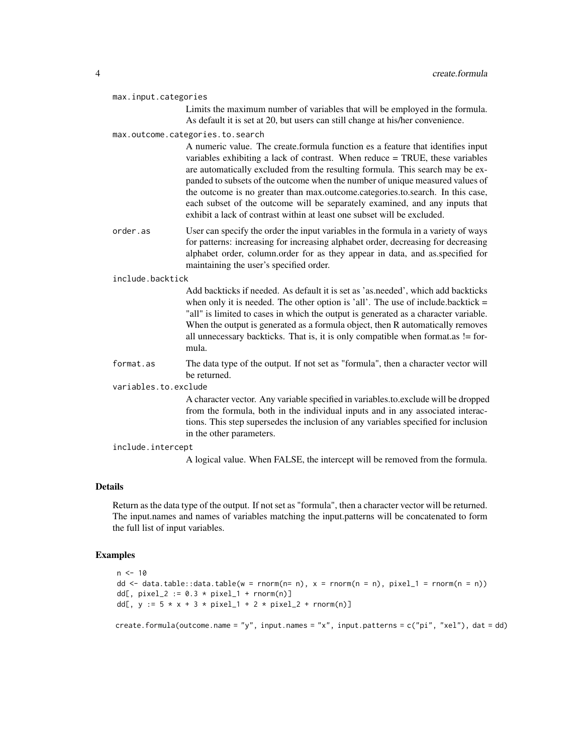max.input.categories
: Limits the maximum number of variables that will be employed in the formula. As default it is set at 20, but users can still change at his/her convenience.

max.outcome.categories.to.search
: A numeric value. The create.formula function es a feature that identifies input variables exhibiting a lack of contrast. When reduce = TRUE, these variables are automatically excluded from the resulting formula. This search may be expanded to subsets of the outcome when the number of unique measured values of the outcome is no greater than max.outcome.categories.to.search. In this case, each subset of the outcome will be separately examined, and any inputs that exhibit a lack of contrast within at least one subset will be excluded.

order.as
: User can specify the order the input variables in the formula in a variety of ways for patterns: increasing for increasing alphabet order, decreasing for decreasing alphabet order, column.order for as they appear in data, and as.specified for maintaining the user's specified order.

include.backtick
: Add backticks if needed. As default it is set as 'as.needed', which add backticks when only it is needed. The other option is 'all'. The use of include.backtick = "all" is limited to cases in which the output is generated as a character variable. When the output is generated as a formula object, then R automatically removes all unnecessary backticks. That is, it is only compatible when format.as != formula.

format.as
: The data type of the output. If not set as "formula", then a character vector will be returned.

variables.to.exclude
: A character vector. Any variable specified in variables.to.exclude will be dropped from the formula, both in the individual inputs and in any associated interactions. This step supersedes the inclusion of any variables specified for inclusion in the other parameters.

include.intercept
: A logical value. When FALSE, the intercept will be removed from the formula.

## Details

Return as the data type of the output. If not set as "formula", then a character vector will be returned. The input.names and names of variables matching the input.patterns will be concatenated to form the full list of input variables.

## Examples

```
n <- 10
dd <- data.table::data.table(w = rnorm(n= n), x = rnorm(n = n), pixel_1 = rnorm(n = n))
dd[, pixel_2 := 0.3 * pixel_1 + rnorm(n)]
dd[, y := 5 * x + 3 * pixel_1 + 2 * pixel_2 + rnorm(n)]

create.formula(outcome.name = "y", input.names = "x", input.patterns = c("pi", "xel"), dat = dd)
```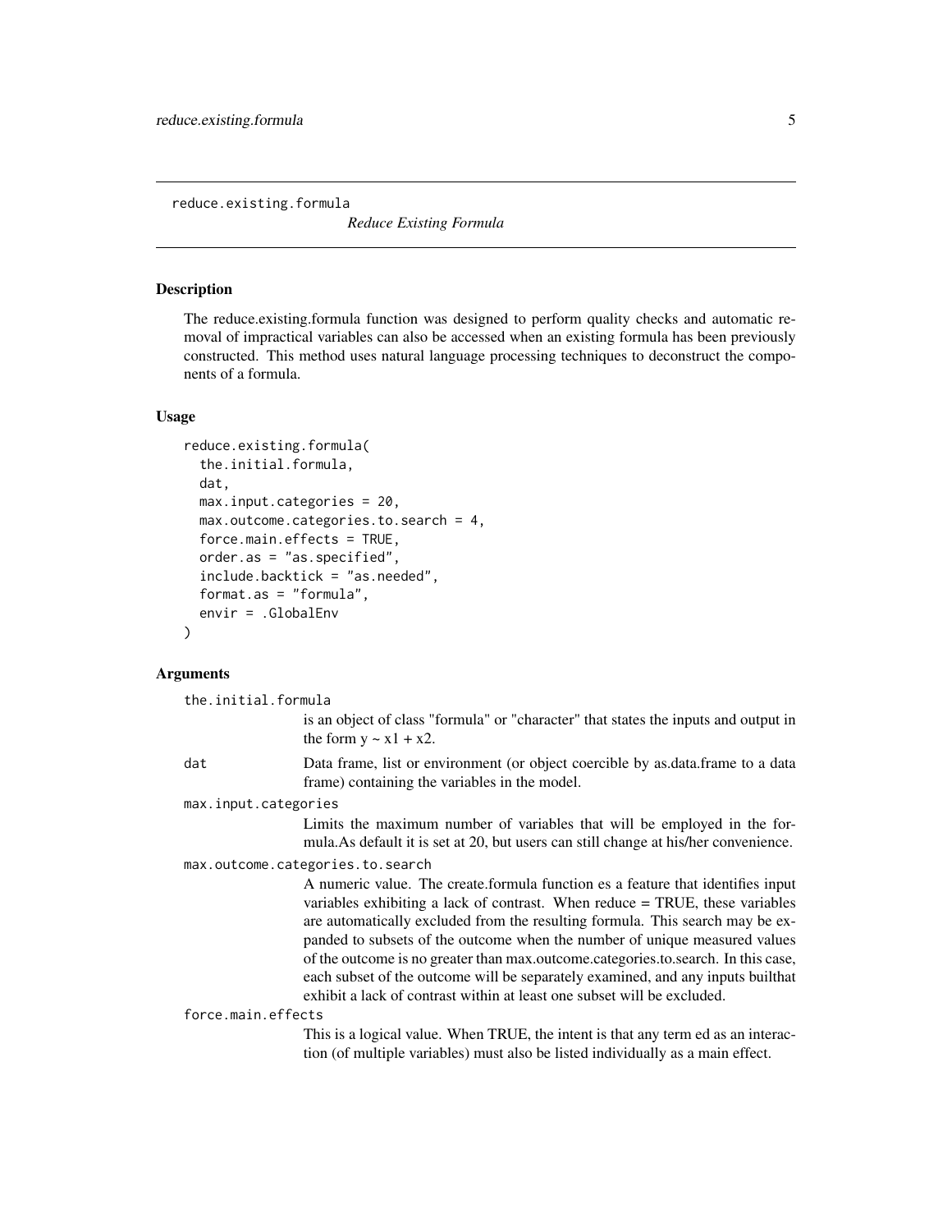`reduce.existing.formula` *Reduce Existing Formula*

---

## Description

The reduce.existing.formula function was designed to perform quality checks and automatic removal of impractical variables can also be accessed when an existing formula has been previously constructed. This method uses natural language processing techniques to deconstruct the components of a formula.

## Usage

```
reduce.existing.formula(
  the.initial.formula,
  dat,
  max.input.categories = 20,
  max.outcome.categories.to.search = 4,
  force.main.effects = TRUE,
  order.as = "as.specified",
  include.backtick = "as.needed",
  format.as = "formula",
  envir = .GlobalEnv
)
```

## Arguments

`the.initial.formula`
: is an object of class "formula" or "character" that states the inputs and output in the form y ~ x1 + x2.

`dat`
: Data frame, list or environment (or object coercible by as.data.frame to a data frame) containing the variables in the model.

`max.input.categories`
: Limits the maximum number of variables that will be employed in the formula.As default it is set at 20, but users can still change at his/her convenience.

`max.outcome.categories.to.search`
: A numeric value. The create.formula function es a feature that identifies input variables exhibiting a lack of contrast. When reduce = TRUE, these variables are automatically excluded from the resulting formula. This search may be expanded to subsets of the outcome when the number of unique measured values of the outcome is no greater than max.outcome.categories.to.search. In this case, each subset of the outcome will be separately examined, and any inputs builthat exhibit a lack of contrast within at least one subset will be excluded.

`force.main.effects`
: This is a logical value. When TRUE, the intent is that any term ed as an interaction (of multiple variables) must also be listed individually as a main effect.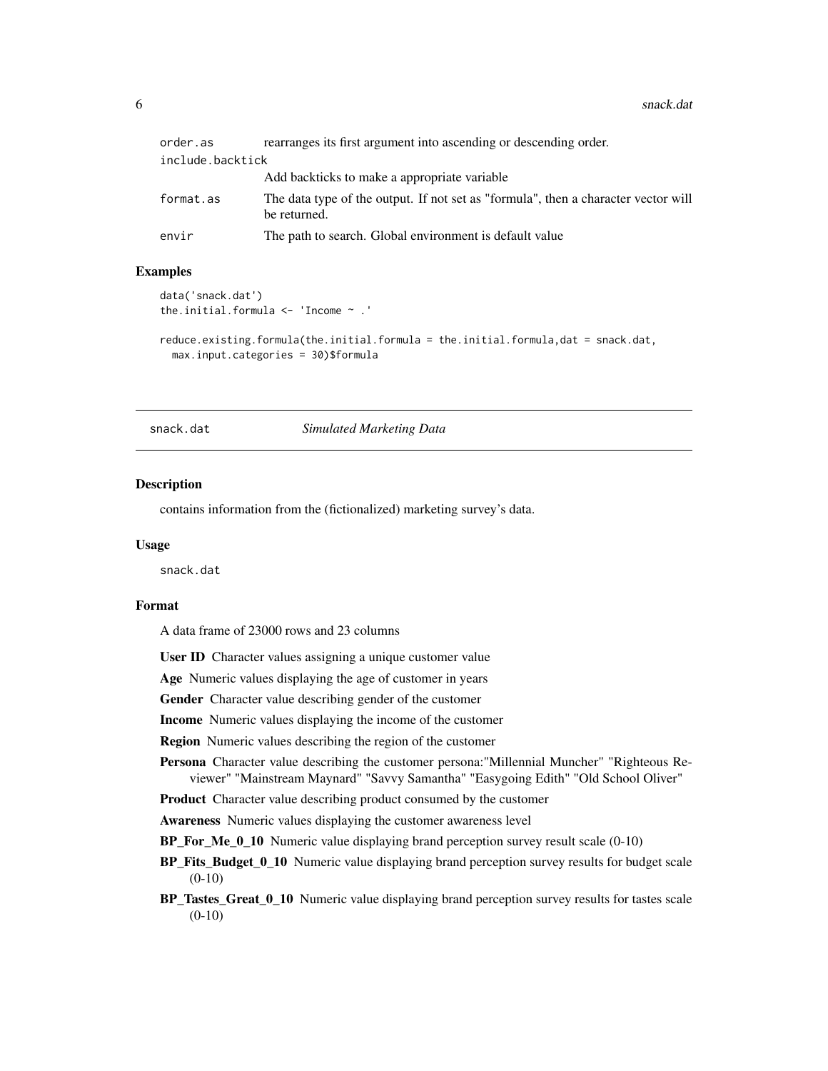| | |
|---|---|
| order.as | rearranges its first argument into ascending or descending order. |
| include.backtick | Add backticks to make a appropriate variable |
| format.as | The data type of the output. If not set as "formula", then a character vector will be returned. |
| envir | The path to search. Global environment is default value |

### Examples

```
data('snack.dat')
the.initial.formula <- 'Income ~ .'

reduce.existing.formula(the.initial.formula = the.initial.formula,dat = snack.dat,
  max.input.categories = 30)$formula
```

---

## snack.dat &nbsp;&nbsp;&nbsp; *Simulated Marketing Data*

---

### Description

contains information from the (fictionalized) marketing survey's data.

### Usage

```
snack.dat
```

### Format

A data frame of 23000 rows and 23 columns

**User ID** Character values assigning a unique customer value

**Age** Numeric values displaying the age of customer in years

**Gender** Character value describing gender of the customer

**Income** Numeric values displaying the income of the customer

**Region** Numeric values describing the region of the customer

**Persona** Character value describing the customer persona:"Millennial Muncher" "Righteous Reviewer" "Mainstream Maynard" "Savvy Samantha" "Easygoing Edith" "Old School Oliver"

**Product** Character value describing product consumed by the customer

**Awareness** Numeric values displaying the customer awareness level

**BP_For_Me_0_10** Numeric value displaying brand perception survey result scale (0-10)

**BP_Fits_Budget_0_10** Numeric value displaying brand perception survey results for budget scale (0-10)

**BP_Tastes_Great_0_10** Numeric value displaying brand perception survey results for tastes scale (0-10)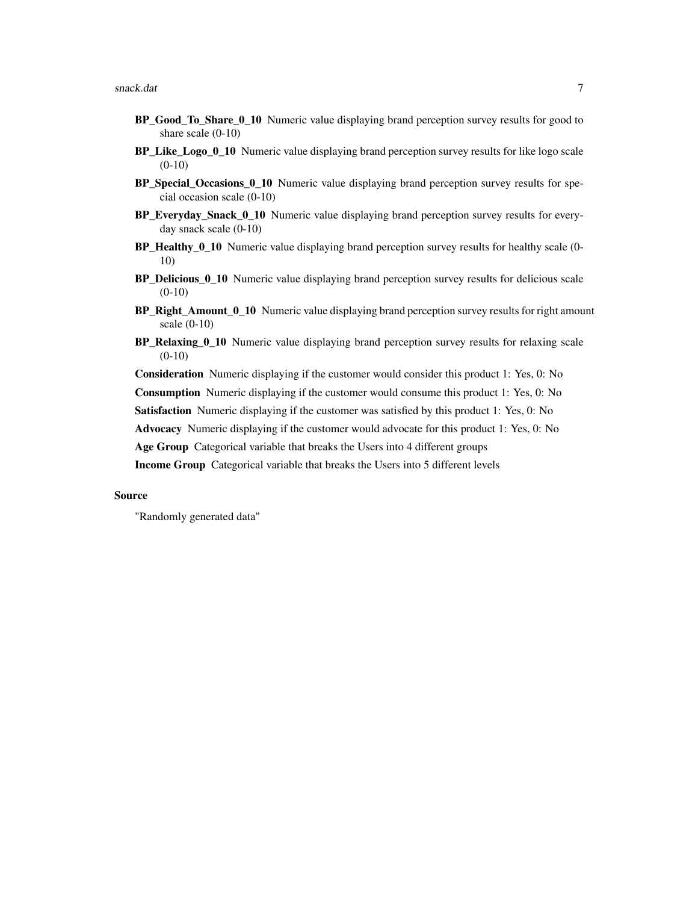**BP_Good_To_Share_0_10** Numeric value displaying brand perception survey results for good to share scale (0-10)

**BP_Like_Logo_0_10** Numeric value displaying brand perception survey results for like logo scale (0-10)

**BP_Special_Occasions_0_10** Numeric value displaying brand perception survey results for special occasion scale (0-10)

**BP_Everyday_Snack_0_10** Numeric value displaying brand perception survey results for everyday snack scale (0-10)

**BP_Healthy_0_10** Numeric value displaying brand perception survey results for healthy scale (0-10)

**BP_Delicious_0_10** Numeric value displaying brand perception survey results for delicious scale (0-10)

**BP_Right_Amount_0_10** Numeric value displaying brand perception survey results for right amount scale (0-10)

**BP_Relaxing_0_10** Numeric value displaying brand perception survey results for relaxing scale (0-10)

**Consideration** Numeric displaying if the customer would consider this product 1: Yes, 0: No

**Consumption** Numeric displaying if the customer would consume this product 1: Yes, 0: No

**Satisfaction** Numeric displaying if the customer was satisfied by this product 1: Yes, 0: No

**Advocacy** Numeric displaying if the customer would advocate for this product 1: Yes, 0: No

**Age Group** Categorical variable that breaks the Users into 4 different groups

**Income Group** Categorical variable that breaks the Users into 5 different levels

### Source

"Randomly generated data"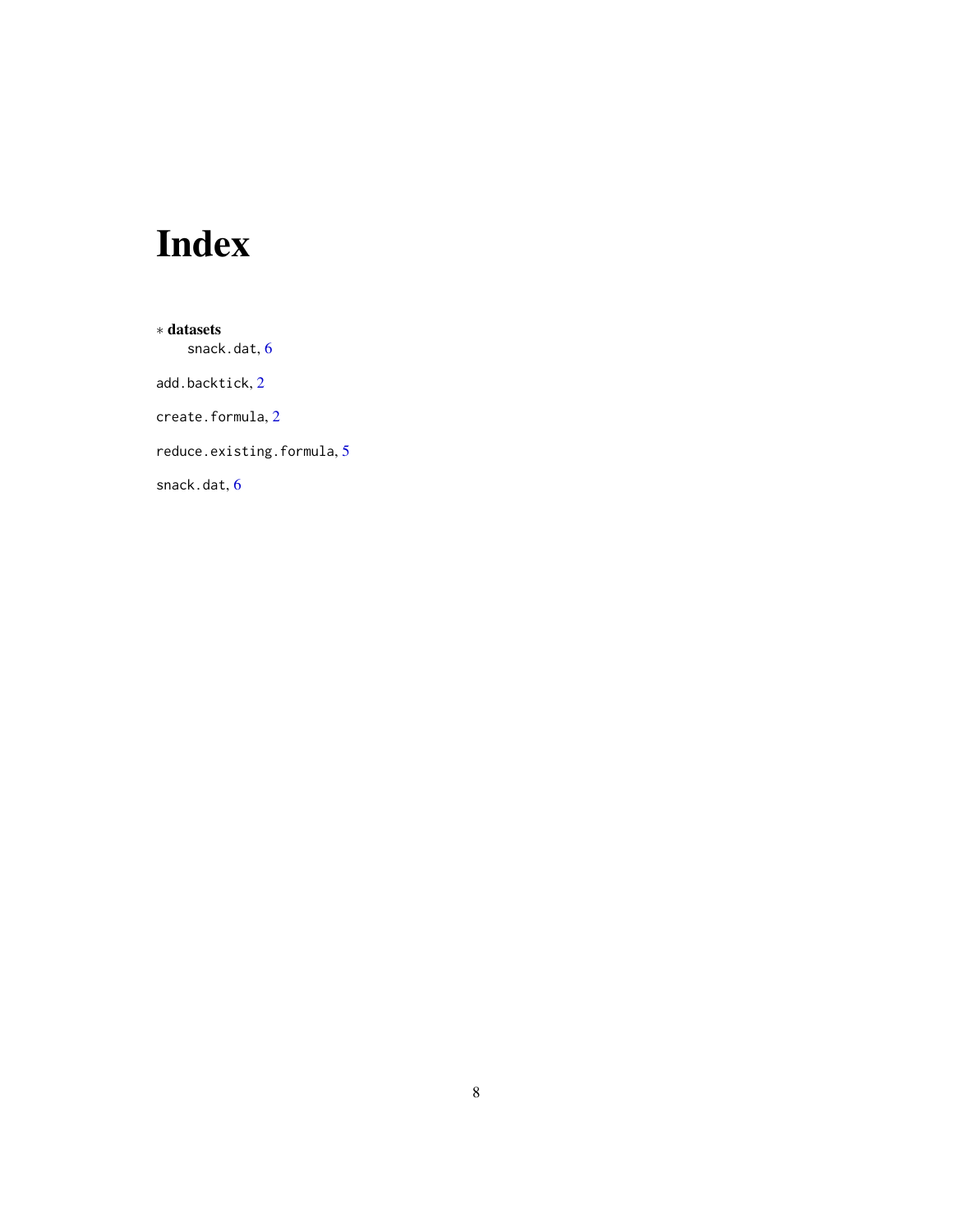# Index

* **datasets**
    snack.dat, 6

add.backtick, 2

create.formula, 2

reduce.existing.formula, 5

snack.dat, 6